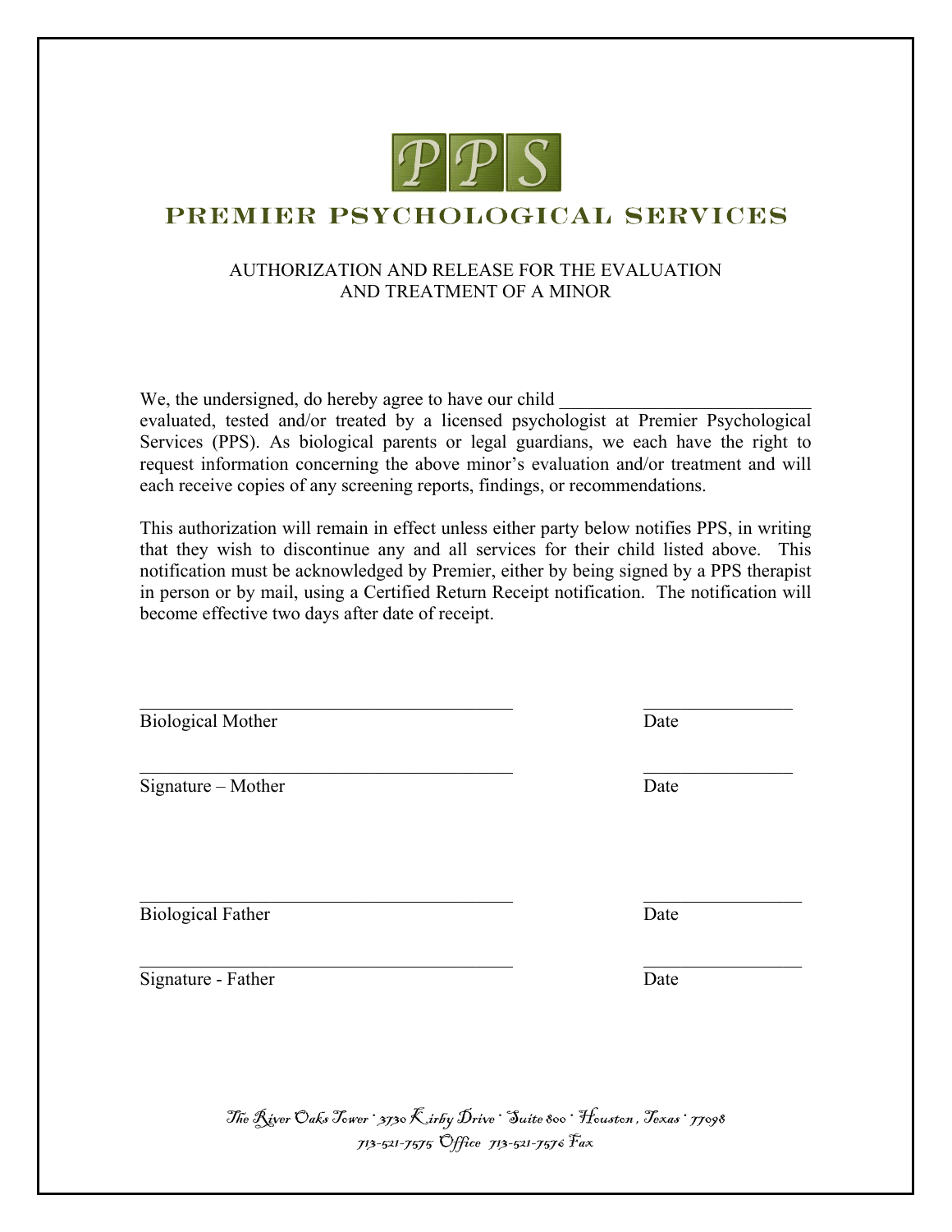# PPS

## PREMIER PSYCHOLOGICAL SERVICES

AUTHORIZATION AND RELEASE FOR THE EVALUATION AND TREATMENT OF A MINOR

We, the undersigned, do hereby agree to have our child ___________________________ evaluated, tested and/or treated by a licensed psychologist at Premier Psychological Services (PPS). As biological parents or legal guardians, we each have the right to request information concerning the above minor's evaluation and/or treatment and will each receive copies of any screening reports, findings, or recommendations.

This authorization will remain in effect unless either party below notifies PPS, in writing that they wish to discontinue any and all services for their child listed above. This notification must be acknowledged by Premier, either by being signed by a PPS therapist in person or by mail, using a Certified Return Receipt notification. The notification will become effective two days after date of receipt.

_________________________________________ ________________

Biological Mother Date

_________________________________________ ________________

Signature – Mother Date

_________________________________________ ________________

Biological Father Date

_________________________________________ ________________

Signature - Father Date

The River Oaks Tower · 3730 Kirby Drive · Suite 800 · Houston, Texas · 77098

713-521-7575 Office 713-521-7576 Fax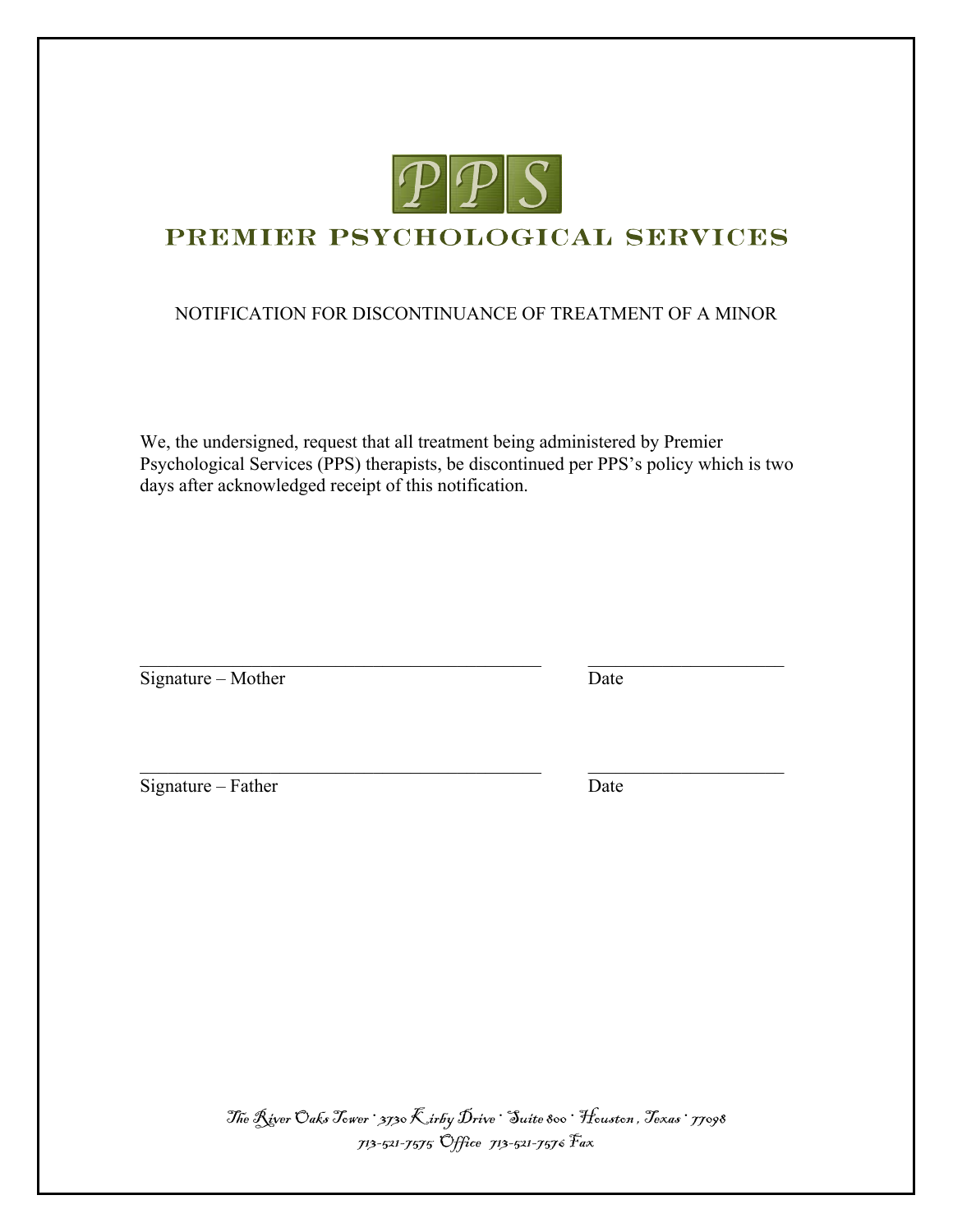# PPS

## PREMIER PSYCHOLOGICAL SERVICES

NOTIFICATION FOR DISCONTINUANCE OF TREATMENT OF A MINOR

We, the undersigned, request that all treatment being administered by Premier Psychological Services (PPS) therapists, be discontinued per PPS's policy which is two days after acknowledged receipt of this notification.

\_\_\_\_\_\_\_\_\_\_\_\_\_\_\_\_\_\_\_\_\_\_\_\_\_\_\_\_\_\_\_\_\_\_\_\_\_\_\_\_ \_\_\_\_\_\_\_\_\_\_\_\_\_\_\_\_\_\_\_\_

Signature – Mother Date

\_\_\_\_\_\_\_\_\_\_\_\_\_\_\_\_\_\_\_\_\_\_\_\_\_\_\_\_\_\_\_\_\_\_\_\_\_\_\_\_ \_\_\_\_\_\_\_\_\_\_\_\_\_\_\_\_\_\_\_\_

Signature – Father Date

The River Oaks Tower · 3730 Kirby Drive · Suite 800 · Houston , Texas · 77098
713-521-7575 Office 713-521-7576 Fax